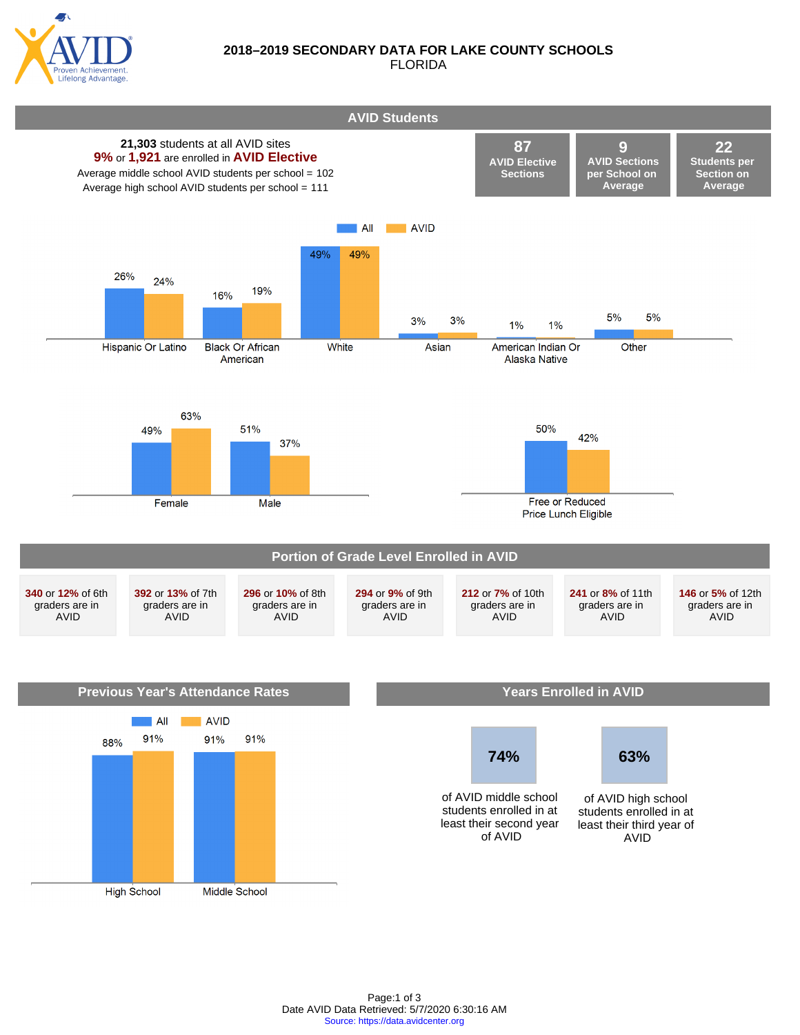AVID
Proven Achievement. Lifelong Advantage.

# 2018–2019 SECONDARY DATA FOR LAKE COUNTY SCHOOLS

FLORIDA

## AVID Students

**21,303** students at all AVID sites
**9%** or **1,921** are enrolled in **AVID Elective**
Average middle school AVID students per school = 102
Average high school AVID students per school = 111

**87** AVID Elective Sections

**9** AVID Sections per School on Average

**22** Students per Section on Average

All AVID

26% 24%
Hispanic Or Latino

16% 19%
Black Or African American

49% 49%
White

3% 3%
Asian

1% 1%
American Indian Or Alaska Native

5% 5%
Other

49% 63%
Female

51% 37%
Male

50% 42%
Free or Reduced Price Lunch Eligible

## Portion of Grade Level Enrolled in AVID

**340** or **12%** of 6th graders are in AVID

**392** or **13%** of 7th graders are in AVID

**296** or **10%** of 8th graders are in AVID

**294** or **9%** of 9th graders are in AVID

**212** or **7%** of 10th graders are in AVID

**241** or **8%** of 11th graders are in AVID

**146** or **5%** of 12th graders are in AVID

## Previous Year's Attendance Rates

All AVID

88% 91%
High School

91% 91%
Middle School

## Years Enrolled in AVID

**74%**
of AVID middle school students enrolled in at least their second year of AVID

**63%**
of AVID high school students enrolled in at least their third year of AVID

Date AVID Data Retrieved: 5/7/2020 6:30:16 AM
Source: https://data.avidcenter.org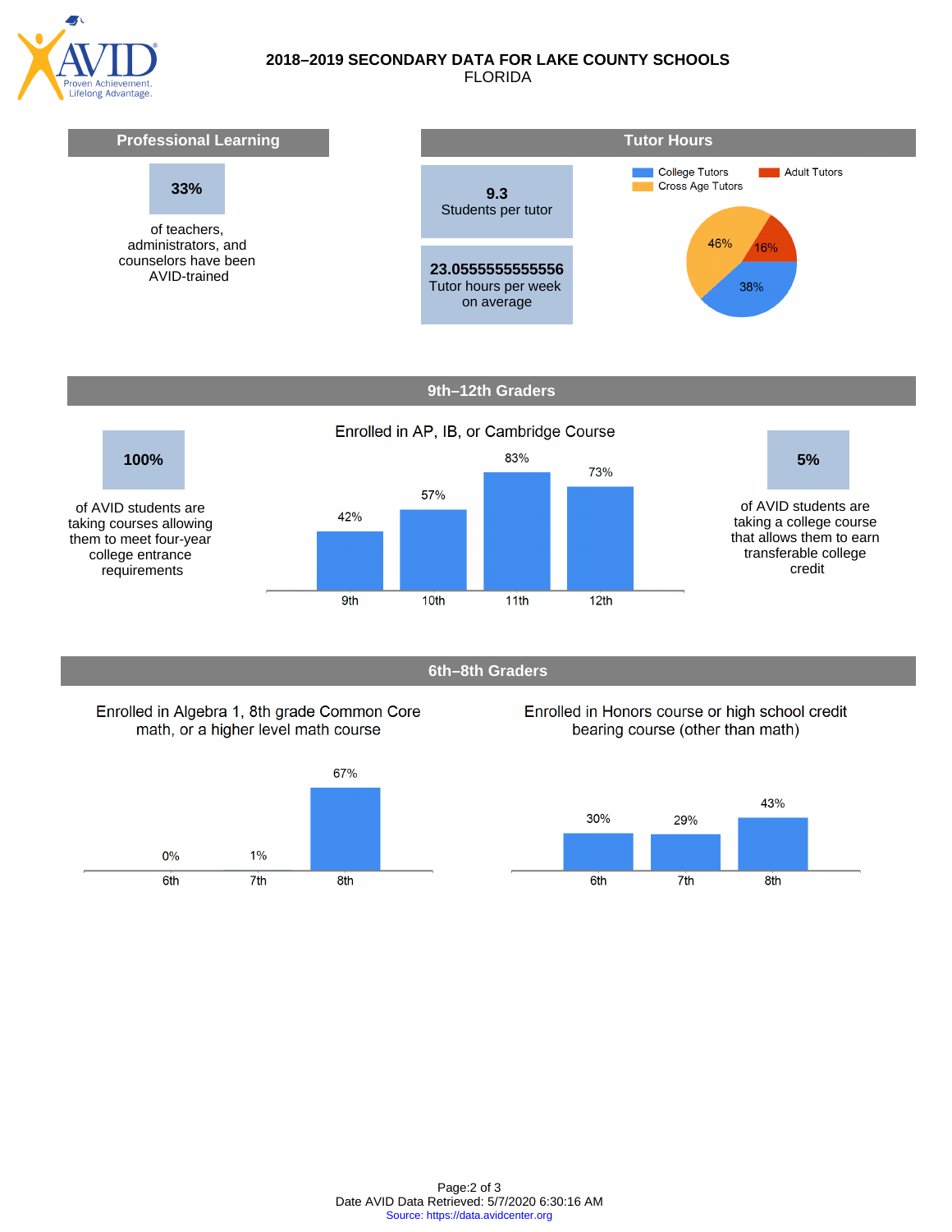# 2018–2019 SECONDARY DATA FOR LAKE COUNTY SCHOOLS

FLORIDA

## Professional Learning

**33%**

of teachers, administrators, and counselors have been AVID-trained

## Tutor Hours

**9.3**
Students per tutor

**23.0555555555556**
Tutor hours per week on average

College Tutors
Adult Tutors
Cross Age Tutors

46%
16%
38%

## 9th–12th Graders

**100%**

of AVID students are taking courses allowing them to meet four-year college entrance requirements

Enrolled in AP, IB, or Cambridge Course

42%
57%
83%
73%

9th
10th
11th
12th

**5%**

of AVID students are taking a college course that allows them to earn transferable college credit

## 6th–8th Graders

Enrolled in Algebra 1, 8th grade Common Core math, or a higher level math course

0%
1%
67%

6th
7th
8th

Enrolled in Honors course or high school credit bearing course (other than math)

30%
29%
43%

6th
7th
8th

Date AVID Data Retrieved: 5/7/2020 6:30:16 AM
Source: https://data.avidcenter.org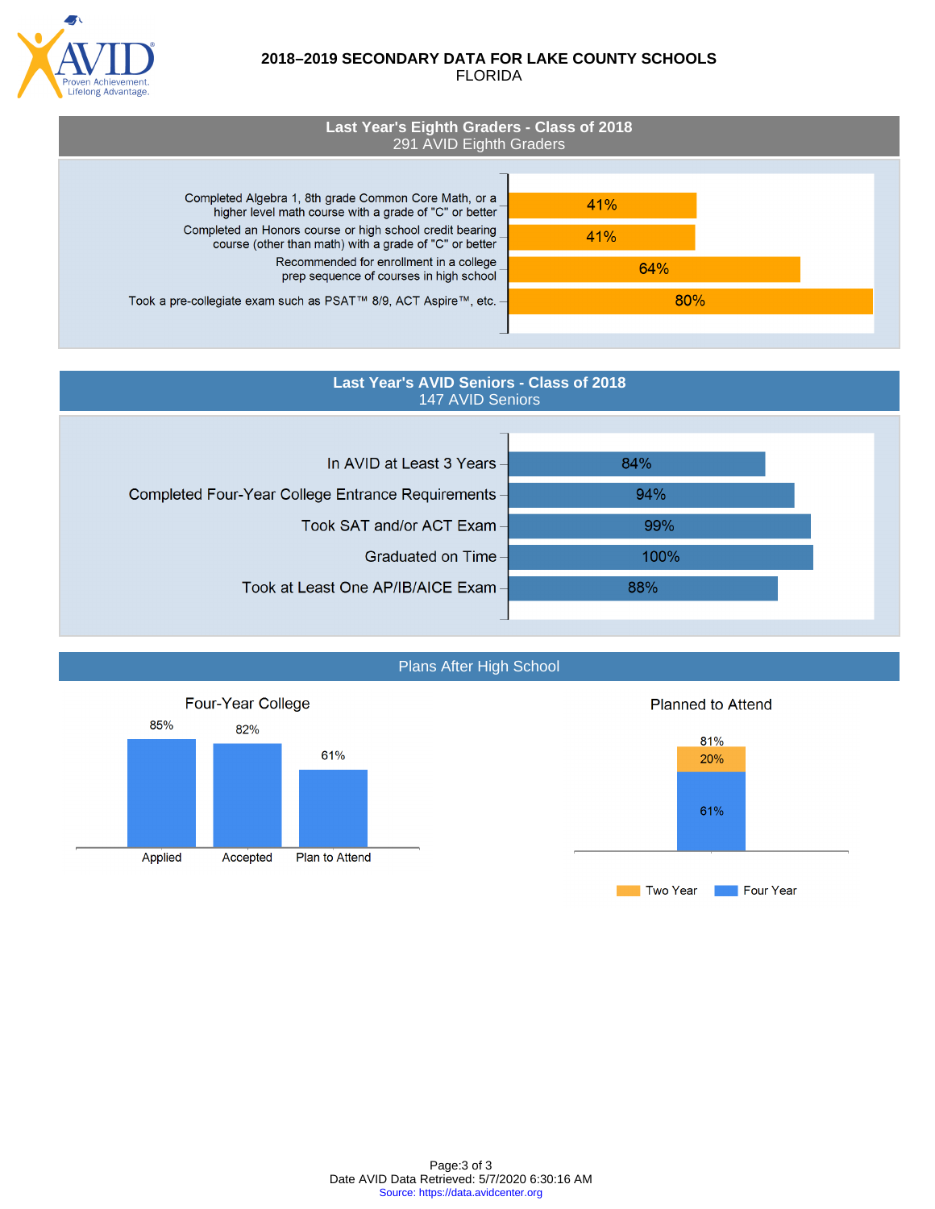# 2018–2019 SECONDARY DATA FOR LAKE COUNTY SCHOOLS

FLORIDA

## Last Year's Eighth Graders - Class of 2018

291 AVID Eighth Graders

Completed Algebra 1, 8th grade Common Core Math, or a higher level math course with a grade of "C" or better
41%

Completed an Honors course or high school credit bearing course (other than math) with a grade of "C" or better
41%

Recommended for enrollment in a college prep sequence of courses in high school
64%

Took a pre-collegiate exam such as PSAT™ 8/9, ACT Aspire™, etc.
80%

## Last Year's AVID Seniors - Class of 2018

147 AVID Seniors

In AVID at Least 3 Years
84%

Completed Four-Year College Entrance Requirements
94%

Took SAT and/or ACT Exam
99%

Graduated on Time
100%

Took at Least One AP/IB/AICE Exam
88%

## Plans After High School

### Four-Year College

Applied
85%

Accepted
82%

Plan to Attend
61%

### Planned to Attend

81%

20%

61%

Two Year

Four Year

Date AVID Data Retrieved: 5/7/2020 6:30:16 AM

Source: https://data.avidcenter.org